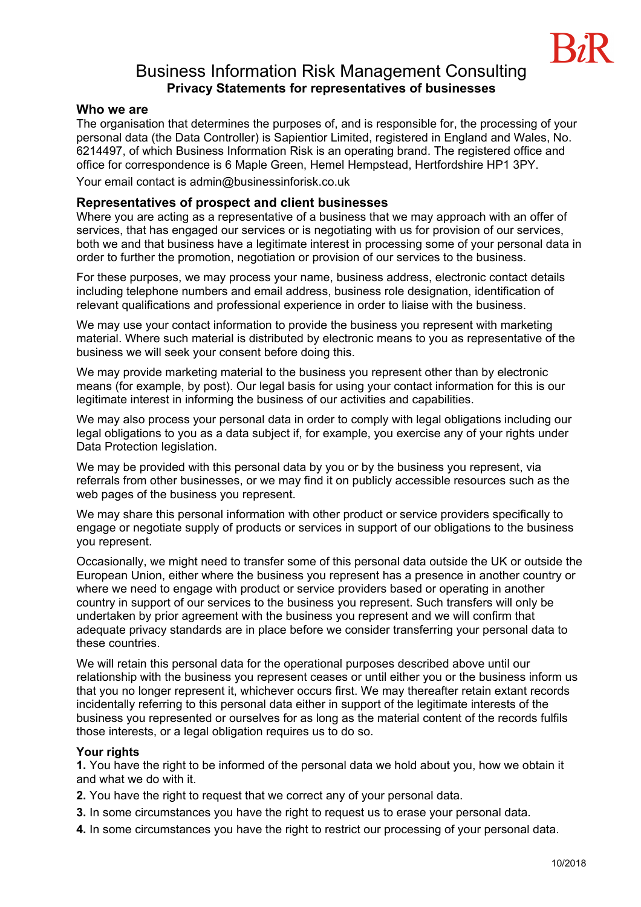BiR

# Business Information Risk Management Consulting

**Privacy Statements for representatives of businesses**

## Who we are

The organisation that determines the purposes of, and is responsible for, the processing of your personal data (the Data Controller) is Sapientior Limited, registered in England and Wales, No. 6214497, of which Business Information Risk is an operating brand. The registered office and office for correspondence is 6 Maple Green, Hemel Hempstead, Hertfordshire HP1 3PY.

Your email contact is admin@businessinforisk.co.uk

## Representatives of prospect and client businesses

Where you are acting as a representative of a business that we may approach with an offer of services, that has engaged our services or is negotiating with us for provision of our services, both we and that business have a legitimate interest in processing some of your personal data in order to further the promotion, negotiation or provision of our services to the business.

For these purposes, we may process your name, business address, electronic contact details including telephone numbers and email address, business role designation, identification of relevant qualifications and professional experience in order to liaise with the business.

We may use your contact information to provide the business you represent with marketing material. Where such material is distributed by electronic means to you as representative of the business we will seek your consent before doing this.

We may provide marketing material to the business you represent other than by electronic means (for example, by post). Our legal basis for using your contact information for this is our legitimate interest in informing the business of our activities and capabilities.

We may also process your personal data in order to comply with legal obligations including our legal obligations to you as a data subject if, for example, you exercise any of your rights under Data Protection legislation.

We may be provided with this personal data by you or by the business you represent, via referrals from other businesses, or we may find it on publicly accessible resources such as the web pages of the business you represent.

We may share this personal information with other product or service providers specifically to engage or negotiate supply of products or services in support of our obligations to the business you represent.

Occasionally, we might need to transfer some of this personal data outside the UK or outside the European Union, either where the business you represent has a presence in another country or where we need to engage with product or service providers based or operating in another country in support of our services to the business you represent. Such transfers will only be undertaken by prior agreement with the business you represent and we will confirm that adequate privacy standards are in place before we consider transferring your personal data to these countries.

We will retain this personal data for the operational purposes described above until our relationship with the business you represent ceases or until either you or the business inform us that you no longer represent it, whichever occurs first. We may thereafter retain extant records incidentally referring to this personal data either in support of the legitimate interests of the business you represented or ourselves for as long as the material content of the records fulfils those interests, or a legal obligation requires us to do so.

### Your rights

**1.** You have the right to be informed of the personal data we hold about you, how we obtain it and what we do with it.

**2.** You have the right to request that we correct any of your personal data.

**3.** In some circumstances you have the right to request us to erase your personal data.

**4.** In some circumstances you have the right to restrict our processing of your personal data.

10/2018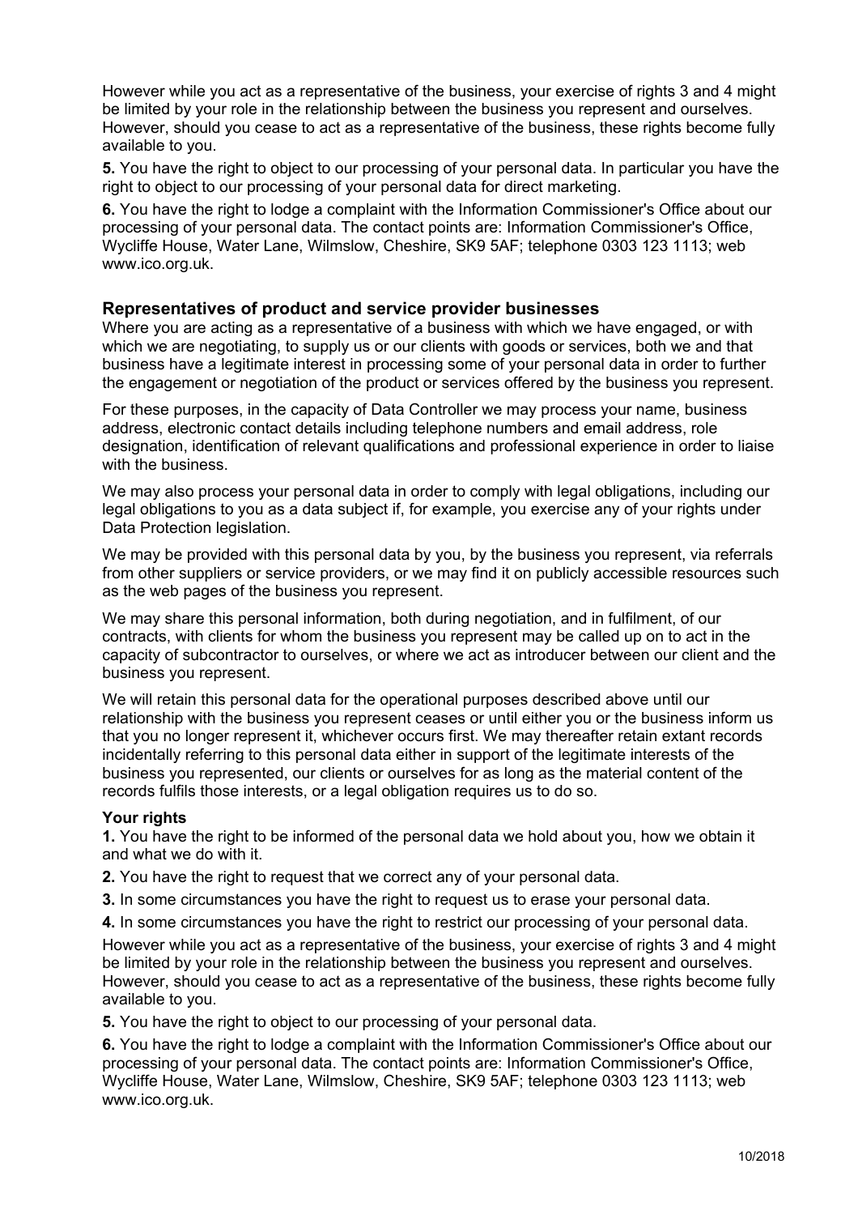However while you act as a representative of the business, your exercise of rights 3 and 4 might be limited by your role in the relationship between the business you represent and ourselves. However, should you cease to act as a representative of the business, these rights become fully available to you.

**5.** You have the right to object to our processing of your personal data. In particular you have the right to object to our processing of your personal data for direct marketing.

**6.** You have the right to lodge a complaint with the Information Commissioner's Office about our processing of your personal data. The contact points are: Information Commissioner's Office, Wycliffe House, Water Lane, Wilmslow, Cheshire, SK9 5AF; telephone 0303 123 1113; web www.ico.org.uk.

## Representatives of product and service provider businesses

Where you are acting as a representative of a business with which we have engaged, or with which we are negotiating, to supply us or our clients with goods or services, both we and that business have a legitimate interest in processing some of your personal data in order to further the engagement or negotiation of the product or services offered by the business you represent.

For these purposes, in the capacity of Data Controller we may process your name, business address, electronic contact details including telephone numbers and email address, role designation, identification of relevant qualifications and professional experience in order to liaise with the business.

We may also process your personal data in order to comply with legal obligations, including our legal obligations to you as a data subject if, for example, you exercise any of your rights under Data Protection legislation.

We may be provided with this personal data by you, by the business you represent, via referrals from other suppliers or service providers, or we may find it on publicly accessible resources such as the web pages of the business you represent.

We may share this personal information, both during negotiation, and in fulfilment, of our contracts, with clients for whom the business you represent may be called up on to act in the capacity of subcontractor to ourselves, or where we act as introducer between our client and the business you represent.

We will retain this personal data for the operational purposes described above until our relationship with the business you represent ceases or until either you or the business inform us that you no longer represent it, whichever occurs first. We may thereafter retain extant records incidentally referring to this personal data either in support of the legitimate interests of the business you represented, our clients or ourselves for as long as the material content of the records fulfils those interests, or a legal obligation requires us to do so.

### Your rights

**1.** You have the right to be informed of the personal data we hold about you, how we obtain it and what we do with it.

**2.** You have the right to request that we correct any of your personal data.

**3.** In some circumstances you have the right to request us to erase your personal data.

**4.** In some circumstances you have the right to restrict our processing of your personal data.

However while you act as a representative of the business, your exercise of rights 3 and 4 might be limited by your role in the relationship between the business you represent and ourselves. However, should you cease to act as a representative of the business, these rights become fully available to you.

**5.** You have the right to object to our processing of your personal data.

**6.** You have the right to lodge a complaint with the Information Commissioner's Office about our processing of your personal data. The contact points are: Information Commissioner's Office, Wycliffe House, Water Lane, Wilmslow, Cheshire, SK9 5AF; telephone 0303 123 1113; web www.ico.org.uk.

10/2018